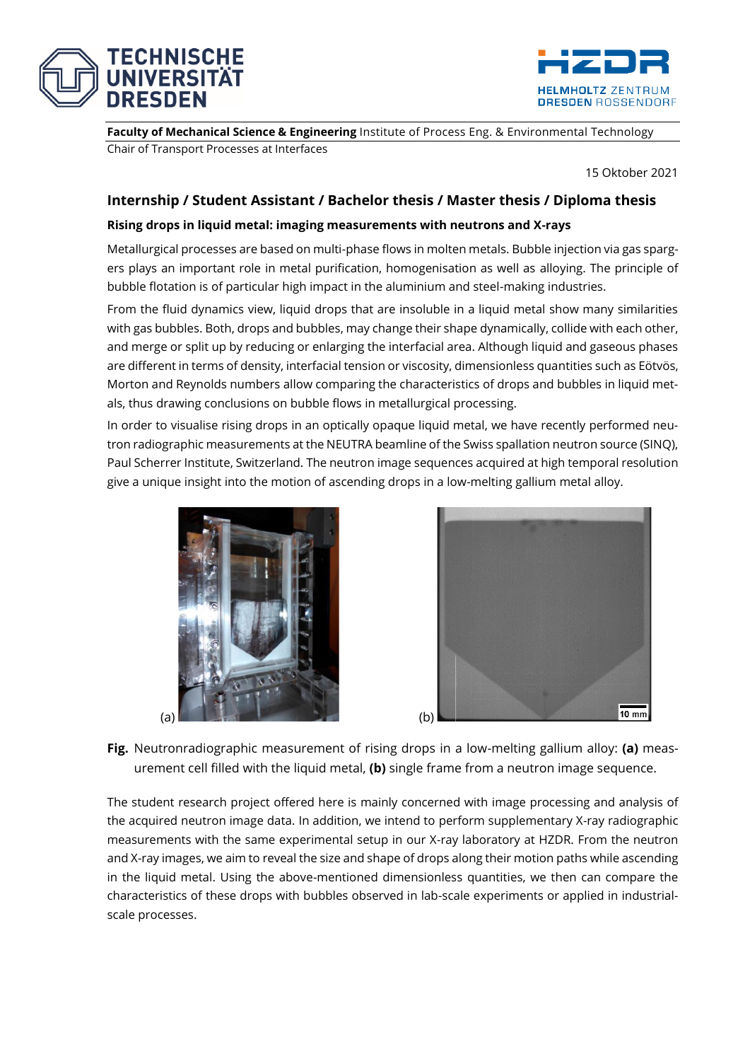**Faculty of Mechanical Science & Engineering** Institute of Process Eng. & Environmental Technology
Chair of Transport Processes at Interfaces

15 Oktober 2021

## Internship / Student Assistant / Bachelor thesis / Master thesis / Diploma thesis

### Rising drops in liquid metal: imaging measurements with neutrons and X-rays

Metallurgical processes are based on multi-phase flows in molten metals. Bubble injection via gas spargers plays an important role in metal purification, homogenisation as well as alloying. The principle of bubble flotation is of particular high impact in the aluminium and steel-making industries.

From the fluid dynamics view, liquid drops that are insoluble in a liquid metal show many similarities with gas bubbles. Both, drops and bubbles, may change their shape dynamically, collide with each other, and merge or split up by reducing or enlarging the interfacial area. Although liquid and gaseous phases are different in terms of density, interfacial tension or viscosity, dimensionless quantities such as Eötvös, Morton and Reynolds numbers allow comparing the characteristics of drops and bubbles in liquid metals, thus drawing conclusions on bubble flows in metallurgical processing.

In order to visualise rising drops in an optically opaque liquid metal, we have recently performed neutron radiographic measurements at the NEUTRA beamline of the Swiss spallation neutron source (SINQ), Paul Scherrer Institute, Switzerland. The neutron image sequences acquired at high temporal resolution give a unique insight into the motion of ascending drops in a low-melting gallium metal alloy.

(a) (b)

**Fig.** Neutronradiographic measurement of rising drops in a low-melting gallium alloy: **(a)** measurement cell filled with the liquid metal, **(b)** single frame from a neutron image sequence.

The student research project offered here is mainly concerned with image processing and analysis of the acquired neutron image data. In addition, we intend to perform supplementary X-ray radiographic measurements with the same experimental setup in our X-ray laboratory at HZDR. From the neutron and X-ray images, we aim to reveal the size and shape of drops along their motion paths while ascending in the liquid metal. Using the above-mentioned dimensionless quantities, we then can compare the characteristics of these drops with bubbles observed in lab-scale experiments or applied in industrial-scale processes.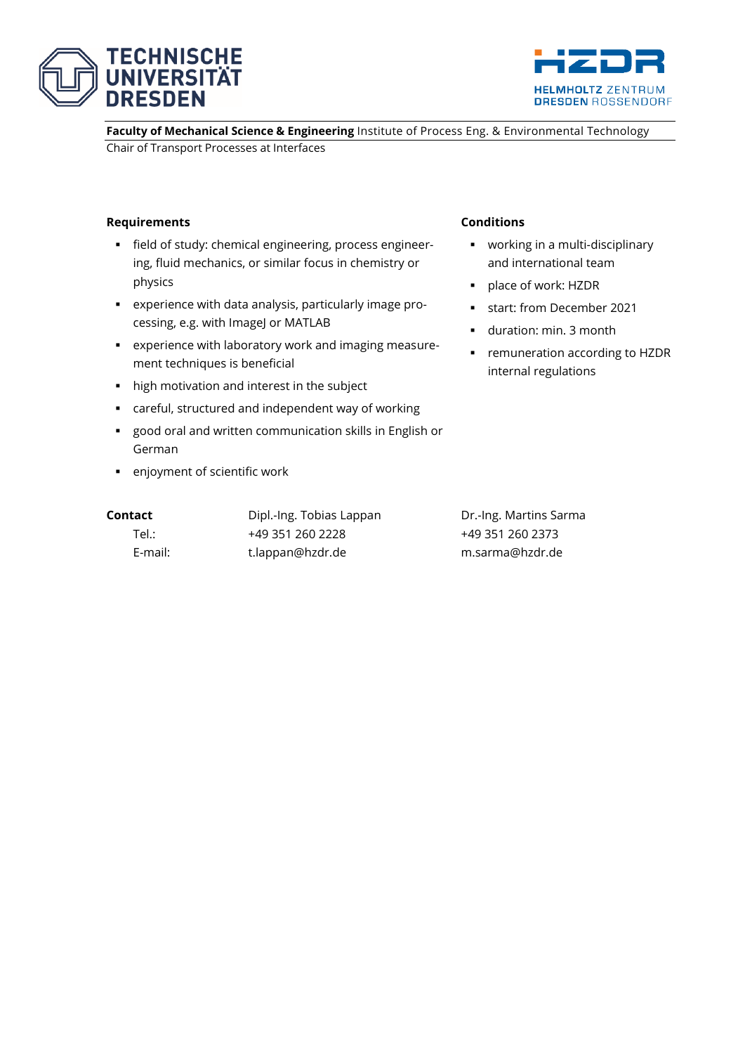**TECHNISCHE UNIVERSITÄT DRESDEN**

**HZDR** HELMHOLTZ ZENTRUM DRESDEN ROSSENDORF

**Faculty of Mechanical Science & Engineering** Institute of Process Eng. & Environmental Technology
Chair of Transport Processes at Interfaces

### Requirements

- field of study: chemical engineering, process engineering, fluid mechanics, or similar focus in chemistry or physics
- experience with data analysis, particularly image processing, e.g. with ImageJ or MATLAB
- experience with laboratory work and imaging measurement techniques is beneficial
- high motivation and interest in the subject
- careful, structured and independent way of working
- good oral and written communication skills in English or German
- enjoyment of scientific work

### Conditions

- working in a multi-disciplinary and international team
- place of work: HZDR
- start: from December 2021
- duration: min. 3 month
- remuneration according to HZDR internal regulations

| **Contact** | Dipl.-Ing. Tobias Lappan | Dr.-Ing. Martins Sarma |
|---|---|---|
| Tel.: | +49 351 260 2228 | +49 351 260 2373 |
| E-mail: | t.lappan@hzdr.de | m.sarma@hzdr.de |